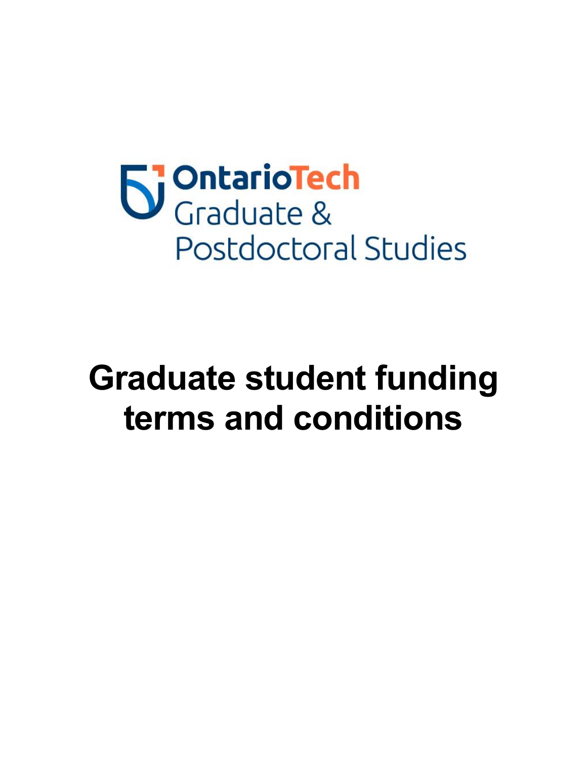OntarioTech Graduate & Postdoctoral Studies

# Graduate student funding terms and conditions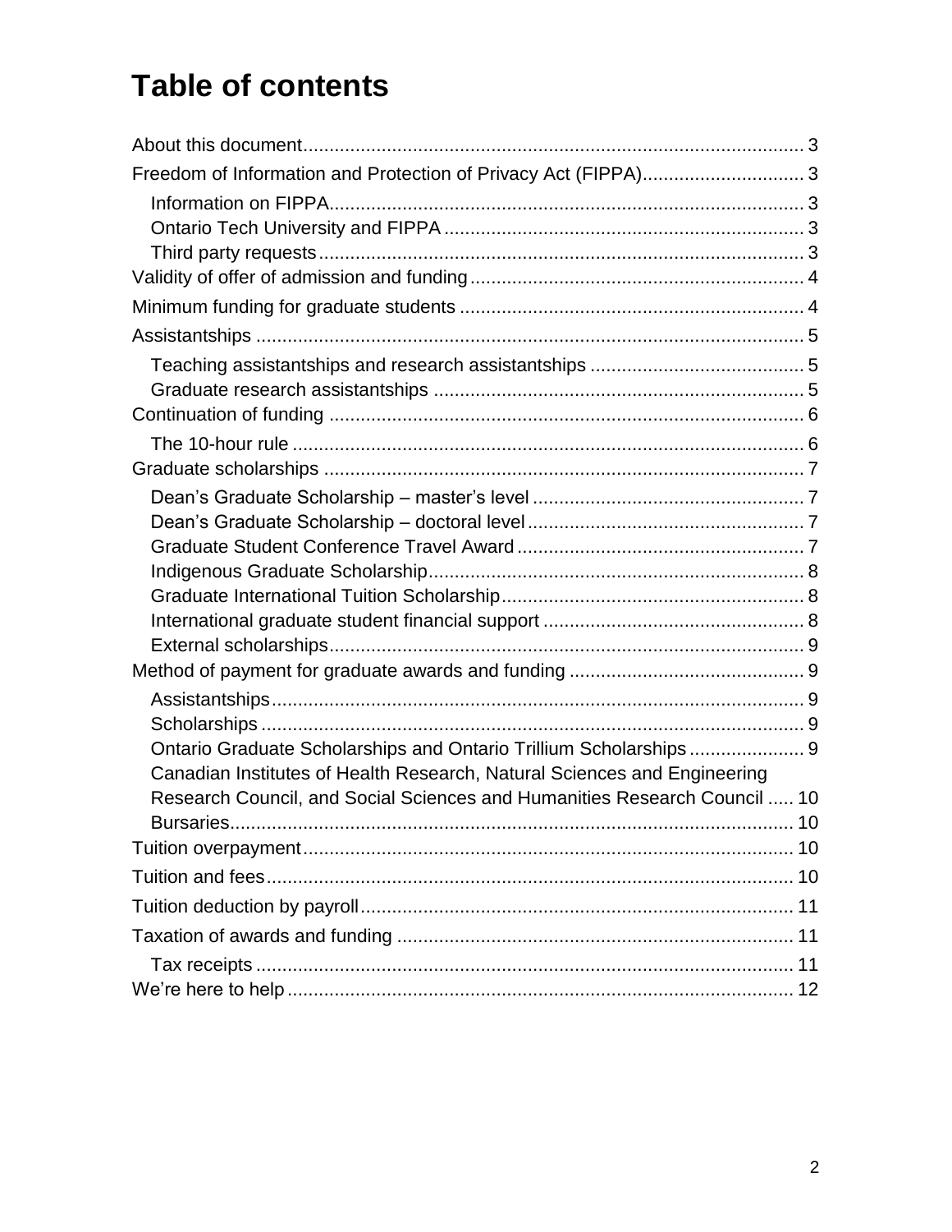# Table of contents

- About this document ... 3
- Freedom of Information and Protection of Privacy Act (FIPPA) ... 3
  - Information on FIPPA ... 3
  - Ontario Tech University and FIPPA ... 3
  - Third party requests ... 3
- Validity of offer of admission and funding ... 4
- Minimum funding for graduate students ... 4
- Assistantships ... 5
  - Teaching assistantships and research assistantships ... 5
  - Graduate research assistantships ... 5
- Continuation of funding ... 6
  - The 10-hour rule ... 6
- Graduate scholarships ... 7
  - Dean's Graduate Scholarship – master's level ... 7
  - Dean's Graduate Scholarship – doctoral level ... 7
  - Graduate Student Conference Travel Award ... 7
  - Indigenous Graduate Scholarship ... 8
  - Graduate International Tuition Scholarship ... 8
  - International graduate student financial support ... 8
  - External scholarships ... 9
- Method of payment for graduate awards and funding ... 9
  - Assistantships ... 9
  - Scholarships ... 9
  - Ontario Graduate Scholarships and Ontario Trillium Scholarships ... 9
  - Canadian Institutes of Health Research, Natural Sciences and Engineering Research Council, and Social Sciences and Humanities Research Council ... 10
  - Bursaries ... 10
- Tuition overpayment ... 10
- Tuition and fees ... 10
- Tuition deduction by payroll ... 11
- Taxation of awards and funding ... 11
  - Tax receipts ... 11
- We're here to help ... 12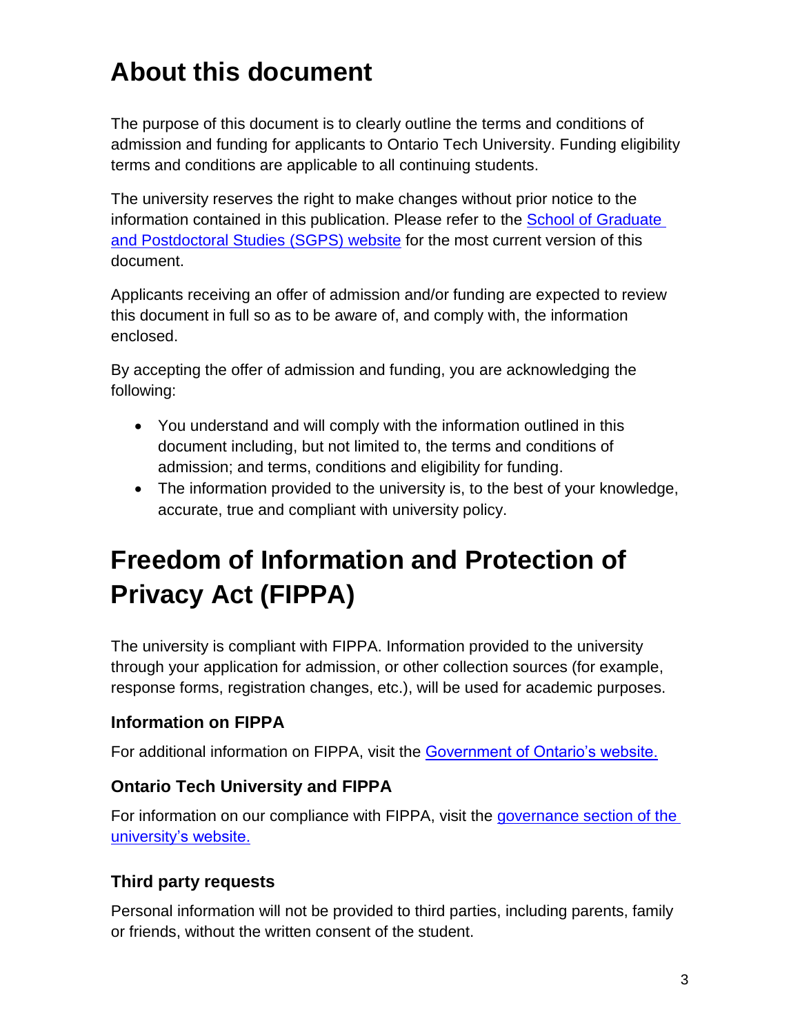# About this document

The purpose of this document is to clearly outline the terms and conditions of admission and funding for applicants to Ontario Tech University. Funding eligibility terms and conditions are applicable to all continuing students.

The university reserves the right to make changes without prior notice to the information contained in this publication. Please refer to the School of Graduate and Postdoctoral Studies (SGPS) website for the most current version of this document.

Applicants receiving an offer of admission and/or funding are expected to review this document in full so as to be aware of, and comply with, the information enclosed.

By accepting the offer of admission and funding, you are acknowledging the following:

- You understand and will comply with the information outlined in this document including, but not limited to, the terms and conditions of admission; and terms, conditions and eligibility for funding.
- The information provided to the university is, to the best of your knowledge, accurate, true and compliant with university policy.

# Freedom of Information and Protection of Privacy Act (FIPPA)

The university is compliant with FIPPA. Information provided to the university through your application for admission, or other collection sources (for example, response forms, registration changes, etc.), will be used for academic purposes.

### Information on FIPPA

For additional information on FIPPA, visit the Government of Ontario's website.

### Ontario Tech University and FIPPA

For information on our compliance with FIPPA, visit the governance section of the university's website.

### Third party requests

Personal information will not be provided to third parties, including parents, family or friends, without the written consent of the student.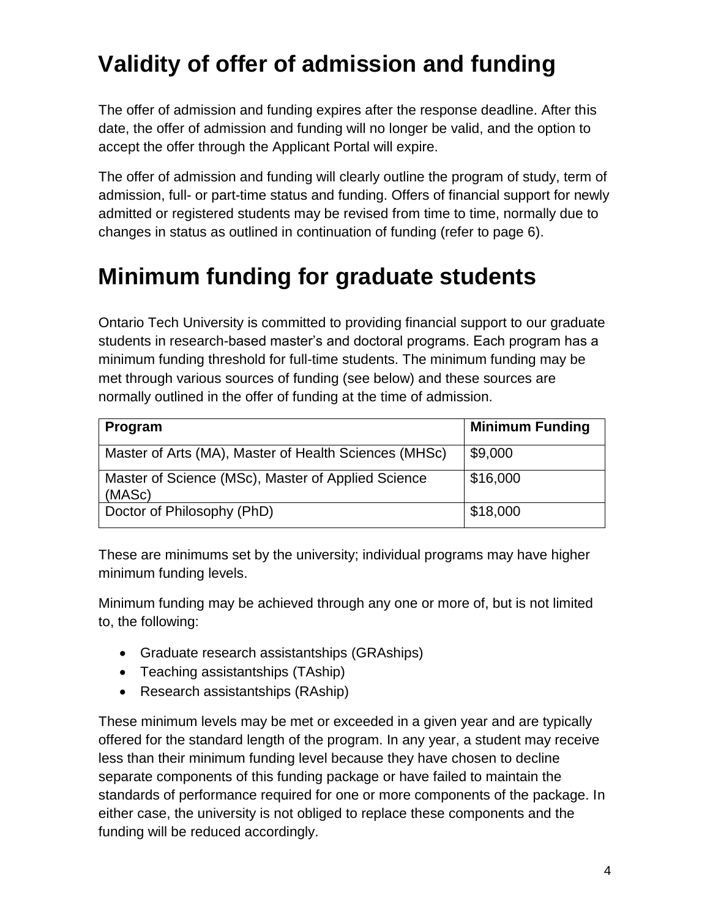# Validity of offer of admission and funding

The offer of admission and funding expires after the response deadline. After this date, the offer of admission and funding will no longer be valid, and the option to accept the offer through the Applicant Portal will expire.

The offer of admission and funding will clearly outline the program of study, term of admission, full- or part-time status and funding. Offers of financial support for newly admitted or registered students may be revised from time to time, normally due to changes in status as outlined in continuation of funding (refer to page 6).

# Minimum funding for graduate students

Ontario Tech University is committed to providing financial support to our graduate students in research-based master's and doctoral programs. Each program has a minimum funding threshold for full-time students. The minimum funding may be met through various sources of funding (see below) and these sources are normally outlined in the offer of funding at the time of admission.

| Program | Minimum Funding |
|---|---|
| Master of Arts (MA), Master of Health Sciences (MHSc) | $9,000 |
| Master of Science (MSc), Master of Applied Science (MASc) | $16,000 |
| Doctor of Philosophy (PhD) | $18,000 |

These are minimums set by the university; individual programs may have higher minimum funding levels.

Minimum funding may be achieved through any one or more of, but is not limited to, the following:

- Graduate research assistantships (GRAships)
- Teaching assistantships (TAship)
- Research assistantships (RAship)

These minimum levels may be met or exceeded in a given year and are typically offered for the standard length of the program. In any year, a student may receive less than their minimum funding level because they have chosen to decline separate components of this funding package or have failed to maintain the standards of performance required for one or more components of the package. In either case, the university is not obliged to replace these components and the funding will be reduced accordingly.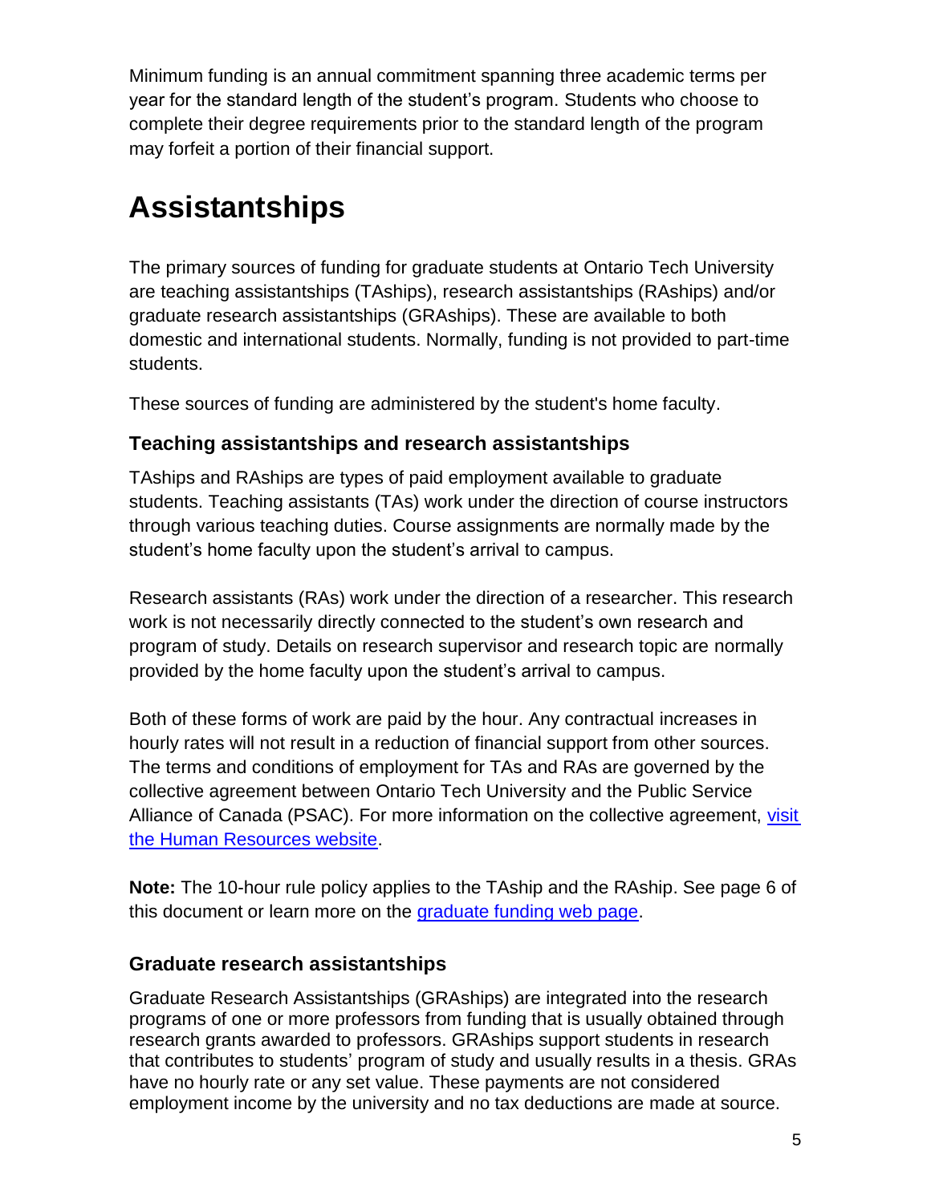Minimum funding is an annual commitment spanning three academic terms per year for the standard length of the student's program. Students who choose to complete their degree requirements prior to the standard length of the program may forfeit a portion of their financial support.

# Assistantships

The primary sources of funding for graduate students at Ontario Tech University are teaching assistantships (TAships), research assistantships (RAships) and/or graduate research assistantships (GRAships). These are available to both domestic and international students. Normally, funding is not provided to part-time students.

These sources of funding are administered by the student's home faculty.

### Teaching assistantships and research assistantships

TAships and RAships are types of paid employment available to graduate students. Teaching assistants (TAs) work under the direction of course instructors through various teaching duties. Course assignments are normally made by the student's home faculty upon the student's arrival to campus.

Research assistants (RAs) work under the direction of a researcher. This research work is not necessarily directly connected to the student's own research and program of study. Details on research supervisor and research topic are normally provided by the home faculty upon the student's arrival to campus.

Both of these forms of work are paid by the hour. Any contractual increases in hourly rates will not result in a reduction of financial support from other sources. The terms and conditions of employment for TAs and RAs are governed by the collective agreement between Ontario Tech University and the Public Service Alliance of Canada (PSAC). For more information on the collective agreement, visit the Human Resources website.

**Note:** The 10-hour rule policy applies to the TAship and the RAship. See page 6 of this document or learn more on the graduate funding web page.

### Graduate research assistantships

Graduate Research Assistantships (GRAships) are integrated into the research programs of one or more professors from funding that is usually obtained through research grants awarded to professors. GRAships support students in research that contributes to students' program of study and usually results in a thesis. GRAs have no hourly rate or any set value. These payments are not considered employment income by the university and no tax deductions are made at source.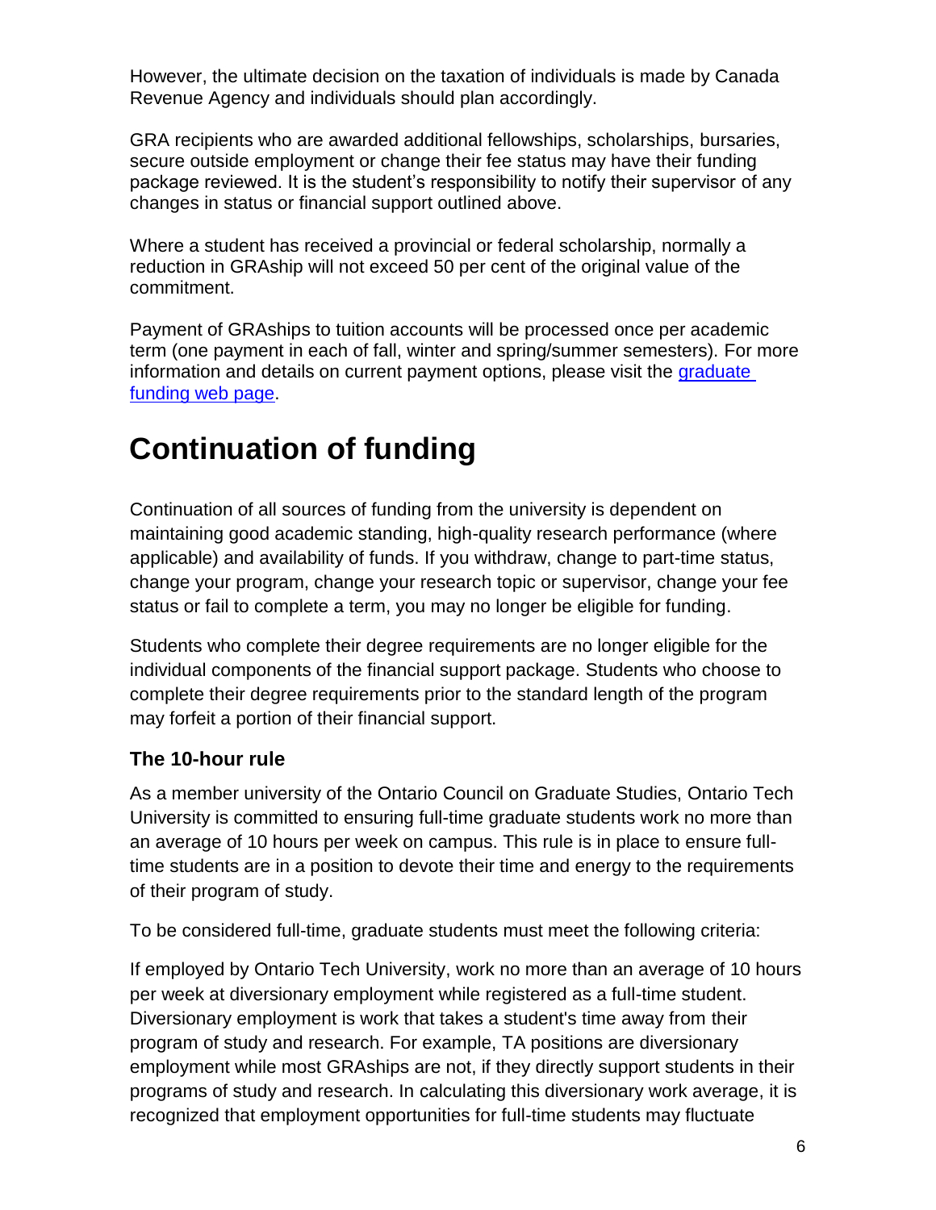However, the ultimate decision on the taxation of individuals is made by Canada Revenue Agency and individuals should plan accordingly.

GRA recipients who are awarded additional fellowships, scholarships, bursaries, secure outside employment or change their fee status may have their funding package reviewed. It is the student's responsibility to notify their supervisor of any changes in status or financial support outlined above.

Where a student has received a provincial or federal scholarship, normally a reduction in GRAship will not exceed 50 per cent of the original value of the commitment.

Payment of GRAships to tuition accounts will be processed once per academic term (one payment in each of fall, winter and spring/summer semesters). For more information and details on current payment options, please visit the [graduate funding web page](graduate funding web page).

# Continuation of funding

Continuation of all sources of funding from the university is dependent on maintaining good academic standing, high-quality research performance (where applicable) and availability of funds. If you withdraw, change to part-time status, change your program, change your research topic or supervisor, change your fee status or fail to complete a term, you may no longer be eligible for funding.

Students who complete their degree requirements are no longer eligible for the individual components of the financial support package. Students who choose to complete their degree requirements prior to the standard length of the program may forfeit a portion of their financial support.

### The 10-hour rule

As a member university of the Ontario Council on Graduate Studies, Ontario Tech University is committed to ensuring full-time graduate students work no more than an average of 10 hours per week on campus. This rule is in place to ensure full-time students are in a position to devote their time and energy to the requirements of their program of study.

To be considered full-time, graduate students must meet the following criteria:

If employed by Ontario Tech University, work no more than an average of 10 hours per week at diversionary employment while registered as a full-time student. Diversionary employment is work that takes a student's time away from their program of study and research. For example, TA positions are diversionary employment while most GRAships are not, if they directly support students in their programs of study and research. In calculating this diversionary work average, it is recognized that employment opportunities for full-time students may fluctuate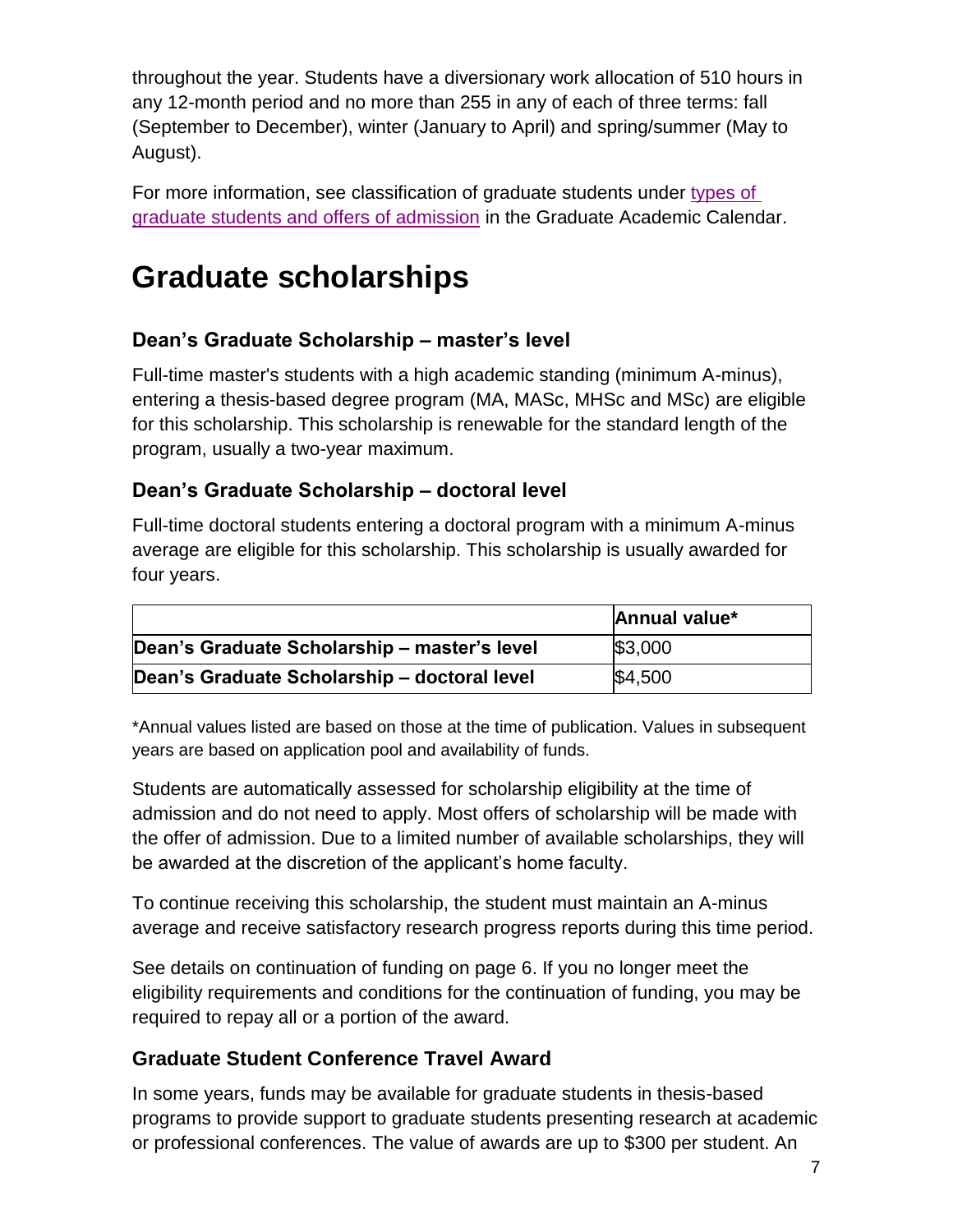throughout the year. Students have a diversionary work allocation of 510 hours in any 12-month period and no more than 255 in any of each of three terms: fall (September to December), winter (January to April) and spring/summer (May to August).

For more information, see classification of graduate students under [types of graduate students and offers of admission] in the Graduate Academic Calendar.

# Graduate scholarships

## Dean's Graduate Scholarship – master's level

Full-time master's students with a high academic standing (minimum A-minus), entering a thesis-based degree program (MA, MASc, MHSc and MSc) are eligible for this scholarship. This scholarship is renewable for the standard length of the program, usually a two-year maximum.

## Dean's Graduate Scholarship – doctoral level

Full-time doctoral students entering a doctoral program with a minimum A-minus average are eligible for this scholarship. This scholarship is usually awarded for four years.

| | **Annual value*** |
|---|---|
| **Dean's Graduate Scholarship – master's level** | $3,000 |
| **Dean's Graduate Scholarship – doctoral level** | $4,500 |

*Annual values listed are based on those at the time of publication. Values in subsequent years are based on application pool and availability of funds.

Students are automatically assessed for scholarship eligibility at the time of admission and do not need to apply. Most offers of scholarship will be made with the offer of admission. Due to a limited number of available scholarships, they will be awarded at the discretion of the applicant's home faculty.

To continue receiving this scholarship, the student must maintain an A-minus average and receive satisfactory research progress reports during this time period.

See details on continuation of funding on page 6. If you no longer meet the eligibility requirements and conditions for the continuation of funding, you may be required to repay all or a portion of the award.

## Graduate Student Conference Travel Award

In some years, funds may be available for graduate students in thesis-based programs to provide support to graduate students presenting research at academic or professional conferences. The value of awards are up to $300 per student. An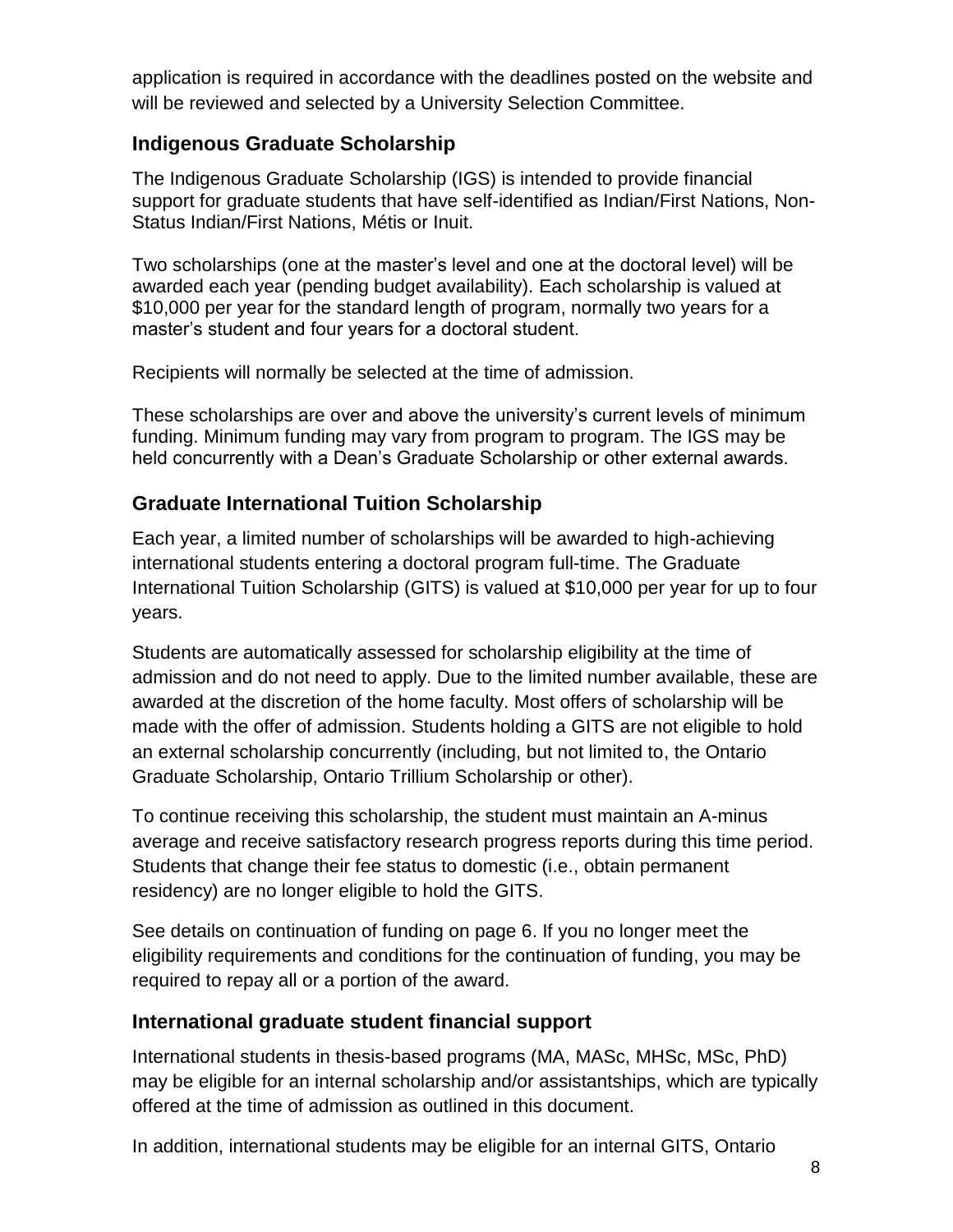application is required in accordance with the deadlines posted on the website and will be reviewed and selected by a University Selection Committee.

## Indigenous Graduate Scholarship

The Indigenous Graduate Scholarship (IGS) is intended to provide financial support for graduate students that have self-identified as Indian/First Nations, Non-Status Indian/First Nations, Métis or Inuit.

Two scholarships (one at the master's level and one at the doctoral level) will be awarded each year (pending budget availability). Each scholarship is valued at $10,000 per year for the standard length of program, normally two years for a master's student and four years for a doctoral student.

Recipients will normally be selected at the time of admission.

These scholarships are over and above the university's current levels of minimum funding. Minimum funding may vary from program to program. The IGS may be held concurrently with a Dean's Graduate Scholarship or other external awards.

## Graduate International Tuition Scholarship

Each year, a limited number of scholarships will be awarded to high-achieving international students entering a doctoral program full-time. The Graduate International Tuition Scholarship (GITS) is valued at $10,000 per year for up to four years.

Students are automatically assessed for scholarship eligibility at the time of admission and do not need to apply. Due to the limited number available, these are awarded at the discretion of the home faculty. Most offers of scholarship will be made with the offer of admission. Students holding a GITS are not eligible to hold an external scholarship concurrently (including, but not limited to, the Ontario Graduate Scholarship, Ontario Trillium Scholarship or other).

To continue receiving this scholarship, the student must maintain an A-minus average and receive satisfactory research progress reports during this time period. Students that change their fee status to domestic (i.e., obtain permanent residency) are no longer eligible to hold the GITS.

See details on continuation of funding on page 6. If you no longer meet the eligibility requirements and conditions for the continuation of funding, you may be required to repay all or a portion of the award.

## International graduate student financial support

International students in thesis-based programs (MA, MASc, MHSc, MSc, PhD) may be eligible for an internal scholarship and/or assistantships, which are typically offered at the time of admission as outlined in this document.

In addition, international students may be eligible for an internal GITS, Ontario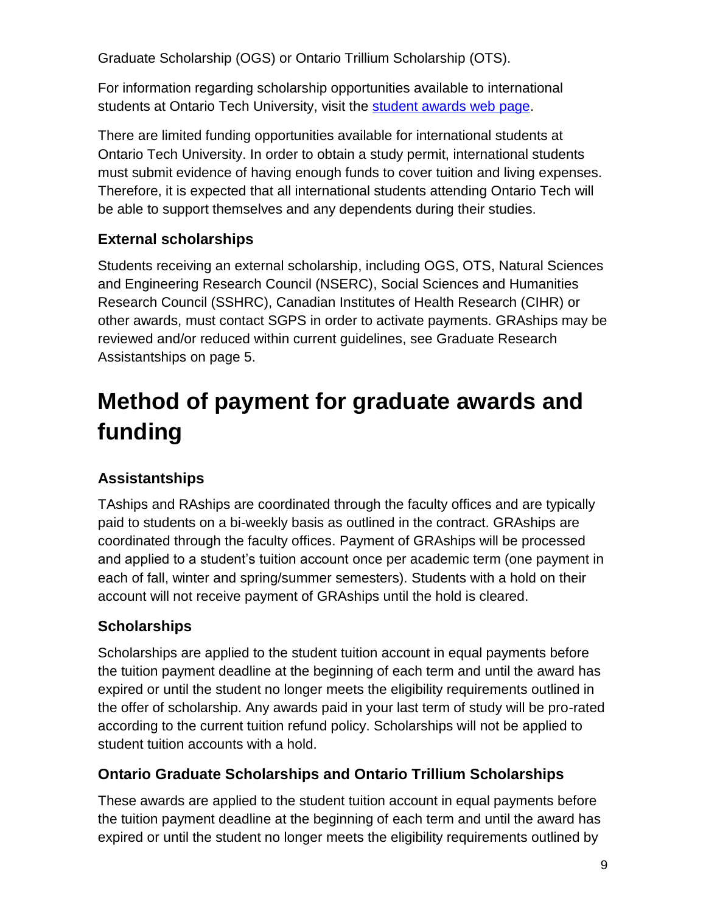Graduate Scholarship (OGS) or Ontario Trillium Scholarship (OTS).

For information regarding scholarship opportunities available to international students at Ontario Tech University, visit the [student awards web page](#).

There are limited funding opportunities available for international students at Ontario Tech University. In order to obtain a study permit, international students must submit evidence of having enough funds to cover tuition and living expenses. Therefore, it is expected that all international students attending Ontario Tech will be able to support themselves and any dependents during their studies.

### External scholarships

Students receiving an external scholarship, including OGS, OTS, Natural Sciences and Engineering Research Council (NSERC), Social Sciences and Humanities Research Council (SSHRC), Canadian Institutes of Health Research (CIHR) or other awards, must contact SGPS in order to activate payments. GRAships may be reviewed and/or reduced within current guidelines, see Graduate Research Assistantships on page 5.

## Method of payment for graduate awards and funding

### Assistantships

TAships and RAships are coordinated through the faculty offices and are typically paid to students on a bi-weekly basis as outlined in the contract. GRAships are coordinated through the faculty offices. Payment of GRAships will be processed and applied to a student's tuition account once per academic term (one payment in each of fall, winter and spring/summer semesters). Students with a hold on their account will not receive payment of GRAships until the hold is cleared.

### Scholarships

Scholarships are applied to the student tuition account in equal payments before the tuition payment deadline at the beginning of each term and until the award has expired or until the student no longer meets the eligibility requirements outlined in the offer of scholarship. Any awards paid in your last term of study will be pro-rated according to the current tuition refund policy. Scholarships will not be applied to student tuition accounts with a hold.

### Ontario Graduate Scholarships and Ontario Trillium Scholarships

These awards are applied to the student tuition account in equal payments before the tuition payment deadline at the beginning of each term and until the award has expired or until the student no longer meets the eligibility requirements outlined by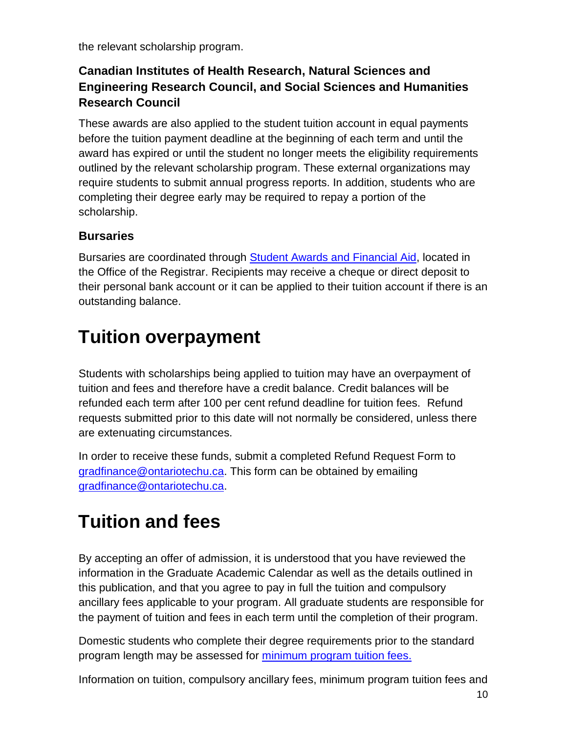the relevant scholarship program.

### Canadian Institutes of Health Research, Natural Sciences and Engineering Research Council, and Social Sciences and Humanities Research Council

These awards are also applied to the student tuition account in equal payments before the tuition payment deadline at the beginning of each term and until the award has expired or until the student no longer meets the eligibility requirements outlined by the relevant scholarship program. These external organizations may require students to submit annual progress reports. In addition, students who are completing their degree early may be required to repay a portion of the scholarship.

### Bursaries

Bursaries are coordinated through [Student Awards and Financial Aid](), located in the Office of the Registrar. Recipients may receive a cheque or direct deposit to their personal bank account or it can be applied to their tuition account if there is an outstanding balance.

# Tuition overpayment

Students with scholarships being applied to tuition may have an overpayment of tuition and fees and therefore have a credit balance. Credit balances will be refunded each term after 100 per cent refund deadline for tuition fees. Refund requests submitted prior to this date will not normally be considered, unless there are extenuating circumstances.

In order to receive these funds, submit a completed Refund Request Form to gradfinance@ontariotechu.ca. This form can be obtained by emailing gradfinance@ontariotechu.ca.

# Tuition and fees

By accepting an offer of admission, it is understood that you have reviewed the information in the Graduate Academic Calendar as well as the details outlined in this publication, and that you agree to pay in full the tuition and compulsory ancillary fees applicable to your program. All graduate students are responsible for the payment of tuition and fees in each term until the completion of their program.

Domestic students who complete their degree requirements prior to the standard program length may be assessed for [minimum program tuition fees.]()

Information on tuition, compulsory ancillary fees, minimum program tuition fees and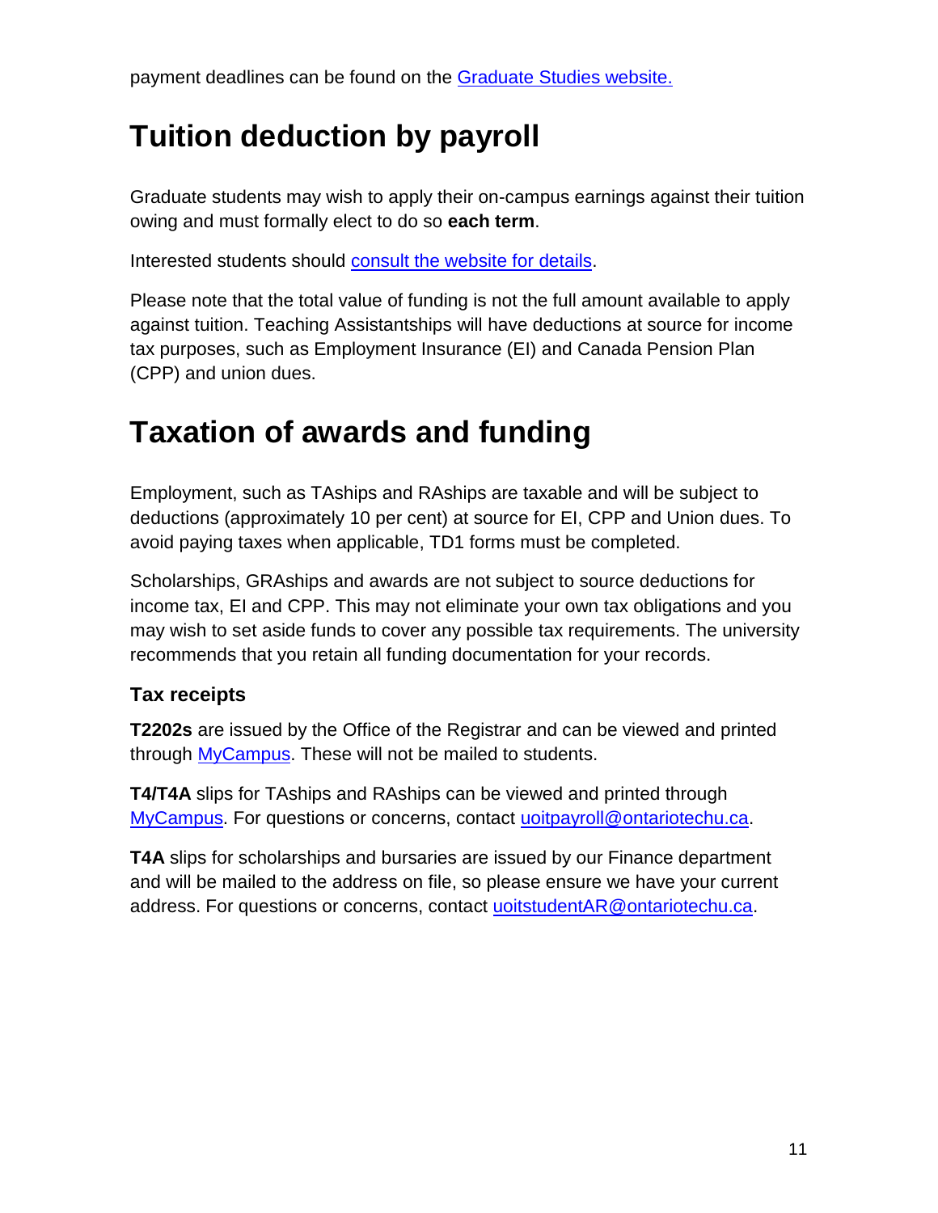payment deadlines can be found on the [Graduate Studies website.]()

# Tuition deduction by payroll

Graduate students may wish to apply their on-campus earnings against their tuition owing and must formally elect to do so **each term**.

Interested students should [consult the website for details]().

Please note that the total value of funding is not the full amount available to apply against tuition. Teaching Assistantships will have deductions at source for income tax purposes, such as Employment Insurance (EI) and Canada Pension Plan (CPP) and union dues.

# Taxation of awards and funding

Employment, such as TAships and RAships are taxable and will be subject to deductions (approximately 10 per cent) at source for EI, CPP and Union dues. To avoid paying taxes when applicable, TD1 forms must be completed.

Scholarships, GRAships and awards are not subject to source deductions for income tax, EI and CPP. This may not eliminate your own tax obligations and you may wish to set aside funds to cover any possible tax requirements. The university recommends that you retain all funding documentation for your records.

## Tax receipts

**T2202s** are issued by the Office of the Registrar and can be viewed and printed through [MyCampus](). These will not be mailed to students.

**T4/T4A** slips for TAships and RAships can be viewed and printed through [MyCampus](). For questions or concerns, contact [uoitpayroll@ontariotechu.ca](mailto:uoitpayroll@ontariotechu.ca).

**T4A** slips for scholarships and bursaries are issued by our Finance department and will be mailed to the address on file, so please ensure we have your current address. For questions or concerns, contact [uoitstudentAR@ontariotechu.ca](mailto:uoitstudentAR@ontariotechu.ca).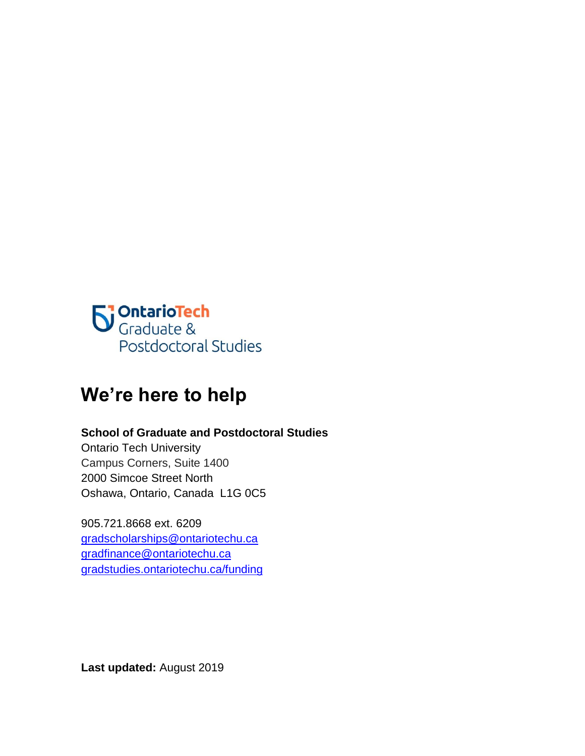OntarioTech
Graduate &
Postdoctoral Studies

# We're here to help

**School of Graduate and Postdoctoral Studies**
Ontario Tech University
Campus Corners, Suite 1400
2000 Simcoe Street North
Oshawa, Ontario, Canada L1G 0C5

905.721.8668 ext. 6209
gradscholarships@ontariotechu.ca
gradfinance@ontariotechu.ca
gradstudies.ontariotechu.ca/funding

**Last updated:** August 2019